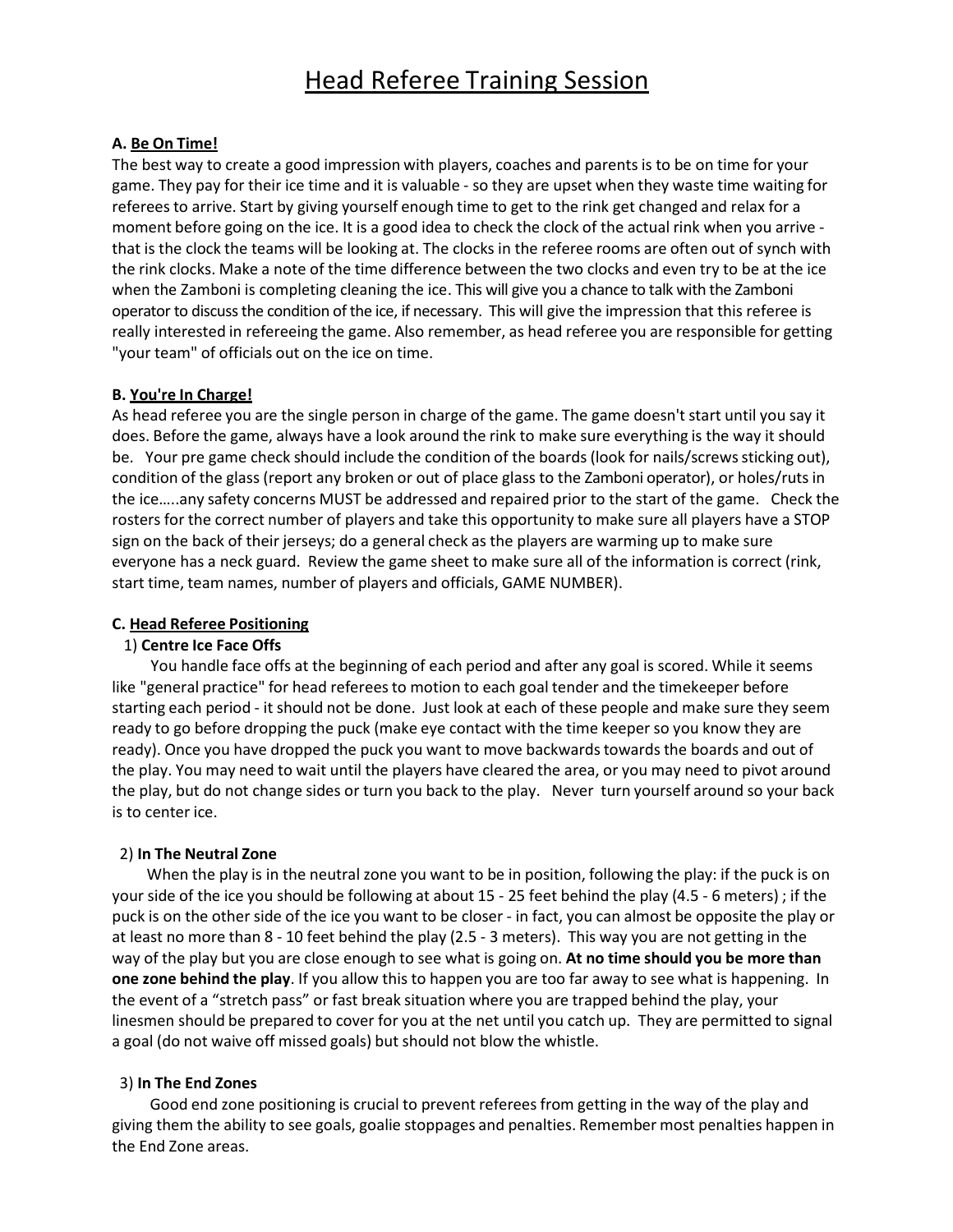# Head Referee Training Session

## A. Be On Time!

The best way to create a good impression with players, coaches and parents is to be on time for your game. They pay for their ice time and it is valuable - so they are upset when they waste time waiting for referees to arrive. Start by giving yourself enough time to get to the rink get changed and relax for a moment before going on the ice. It is a good idea to check the clock of the actual rink when you arrive - that is the clock the teams will be looking at. The clocks in the referee rooms are often out of synch with the rink clocks. Make a note of the time difference between the two clocks and even try to be at the ice when the Zamboni is completing cleaning the ice. This will give you a chance to talk with the Zamboni operator to discuss the condition of the ice, if necessary. This will give the impression that this referee is really interested in refereeing the game. Also remember, as head referee you are responsible for getting "your team" of officials out on the ice on time.

## B. You're In Charge!

As head referee you are the single person in charge of the game. The game doesn't start until you say it does. Before the game, always have a look around the rink to make sure everything is the way it should be. Your pre game check should include the condition of the boards (look for nails/screws sticking out), condition of the glass (report any broken or out of place glass to the Zamboni operator), or holes/ruts in the ice…..any safety concerns MUST be addressed and repaired prior to the start of the game. Check the rosters for the correct number of players and take this opportunity to make sure all players have a STOP sign on the back of their jerseys; do a general check as the players are warming up to make sure everyone has a neck guard. Review the game sheet to make sure all of the information is correct (rink, start time, team names, number of players and officials, GAME NUMBER).

## C. Head Referee Positioning

### 1) Centre Ice Face Offs

You handle face offs at the beginning of each period and after any goal is scored. While it seems like "general practice" for head referees to motion to each goal tender and the timekeeper before starting each period - it should not be done. Just look at each of these people and make sure they seem ready to go before dropping the puck (make eye contact with the time keeper so you know they are ready). Once you have dropped the puck you want to move backwards towards the boards and out of the play. You may need to wait until the players have cleared the area, or you may need to pivot around the play, but do not change sides or turn you back to the play. Never turn yourself around so your back is to center ice.

### 2) In The Neutral Zone

When the play is in the neutral zone you want to be in position, following the play: if the puck is on your side of the ice you should be following at about 15 - 25 feet behind the play (4.5 - 6 meters) ; if the puck is on the other side of the ice you want to be closer - in fact, you can almost be opposite the play or at least no more than 8 - 10 feet behind the play (2.5 - 3 meters). This way you are not getting in the way of the play but you are close enough to see what is going on. **At no time should you be more than one zone behind the play**. If you allow this to happen you are too far away to see what is happening. In the event of a "stretch pass" or fast break situation where you are trapped behind the play, your linesmen should be prepared to cover for you at the net until you catch up. They are permitted to signal a goal (do not waive off missed goals) but should not blow the whistle.

### 3) In The End Zones

Good end zone positioning is crucial to prevent referees from getting in the way of the play and giving them the ability to see goals, goalie stoppages and penalties. Remember most penalties happen in the End Zone areas.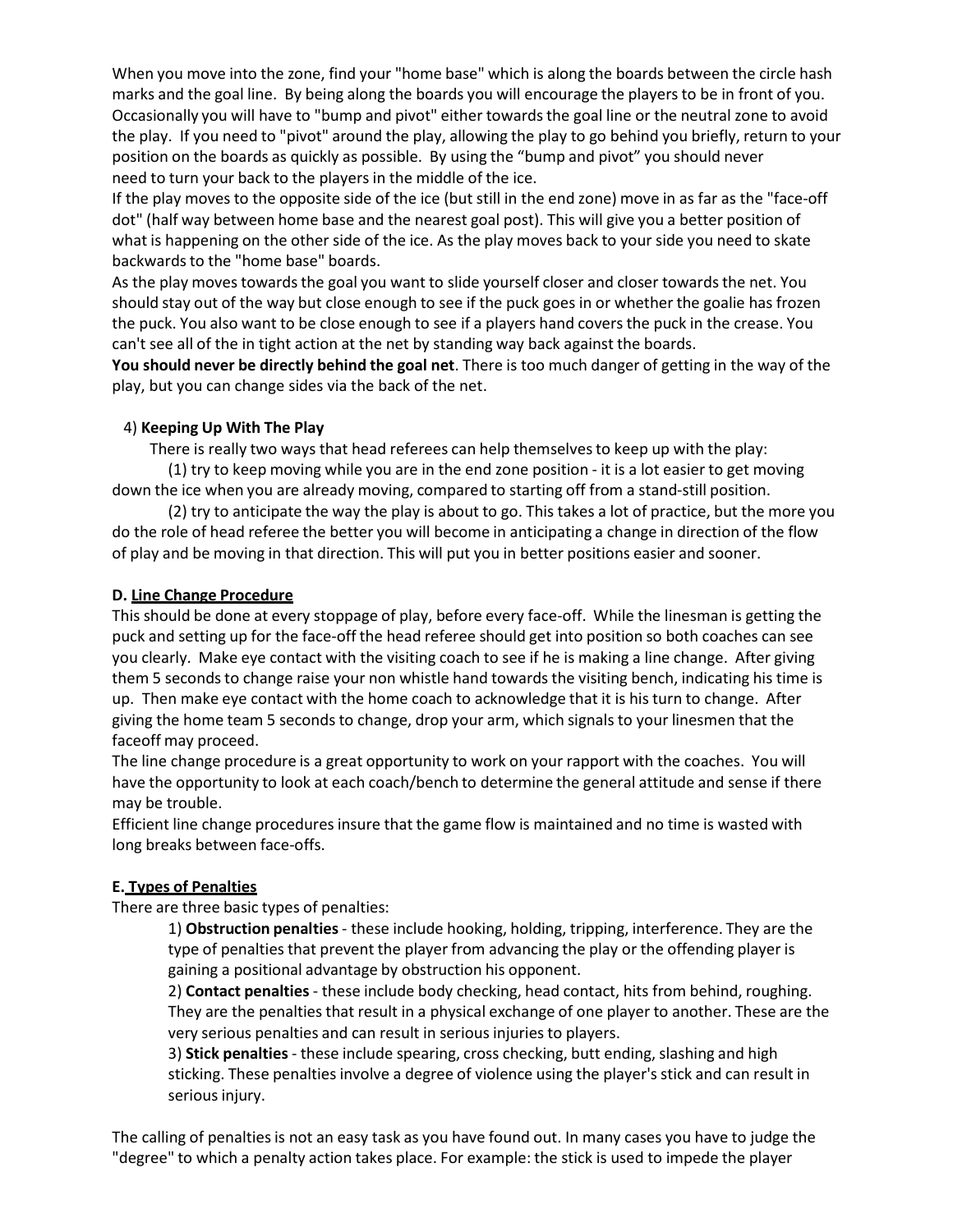When you move into the zone, find your "home base" which is along the boards between the circle hash marks and the goal line. By being along the boards you will encourage the players to be in front of you. Occasionally you will have to "bump and pivot" either towards the goal line or the neutral zone to avoid the play. If you need to "pivot" around the play, allowing the play to go behind you briefly, return to your position on the boards as quickly as possible. By using the “bump and pivot” you should never need to turn your back to the players in the middle of the ice.

If the play moves to the opposite side of the ice (but still in the end zone) move in as far as the "face-off dot" (half way between home base and the nearest goal post). This will give you a better position of what is happening on the other side of the ice. As the play moves back to your side you need to skate backwards to the "home base" boards.

As the play moves towards the goal you want to slide yourself closer and closer towards the net. You should stay out of the way but close enough to see if the puck goes in or whether the goalie has frozen the puck. You also want to be close enough to see if a players hand covers the puck in the crease. You can't see all of the in tight action at the net by standing way back against the boards.

**You should never be directly behind the goal net**. There is too much danger of getting in the way of the play, but you can change sides via the back of the net.

4) **Keeping Up With The Play**

There is really two ways that head referees can help themselves to keep up with the play:

(1) try to keep moving while you are in the end zone position - it is a lot easier to get moving down the ice when you are already moving, compared to starting off from a stand-still position.

(2) try to anticipate the way the play is about to go. This takes a lot of practice, but the more you do the role of head referee the better you will become in anticipating a change in direction of the flow of play and be moving in that direction. This will put you in better positions easier and sooner.

**D. <u>Line Change Procedure</u>**

This should be done at every stoppage of play, before every face-off. While the linesman is getting the puck and setting up for the face-off the head referee should get into position so both coaches can see you clearly. Make eye contact with the visiting coach to see if he is making a line change. After giving them 5 seconds to change raise your non whistle hand towards the visiting bench, indicating his time is up. Then make eye contact with the home coach to acknowledge that it is his turn to change. After giving the home team 5 seconds to change, drop your arm, which signals to your linesmen that the faceoff may proceed.

The line change procedure is a great opportunity to work on your rapport with the coaches. You will have the opportunity to look at each coach/bench to determine the general attitude and sense if there may be trouble.

Efficient line change procedures insure that the game flow is maintained and no time is wasted with long breaks between face-offs.

**E. <u>Types of Penalties</u>**

There are three basic types of penalties:

1) **Obstruction penalties** - these include hooking, holding, tripping, interference. They are the type of penalties that prevent the player from advancing the play or the offending player is gaining a positional advantage by obstruction his opponent.

2) **Contact penalties** - these include body checking, head contact, hits from behind, roughing. They are the penalties that result in a physical exchange of one player to another. These are the very serious penalties and can result in serious injuries to players.

3) **Stick penalties** - these include spearing, cross checking, butt ending, slashing and high sticking. These penalties involve a degree of violence using the player's stick and can result in serious injury.

The calling of penalties is not an easy task as you have found out. In many cases you have to judge the "degree" to which a penalty action takes place. For example: the stick is used to impede the player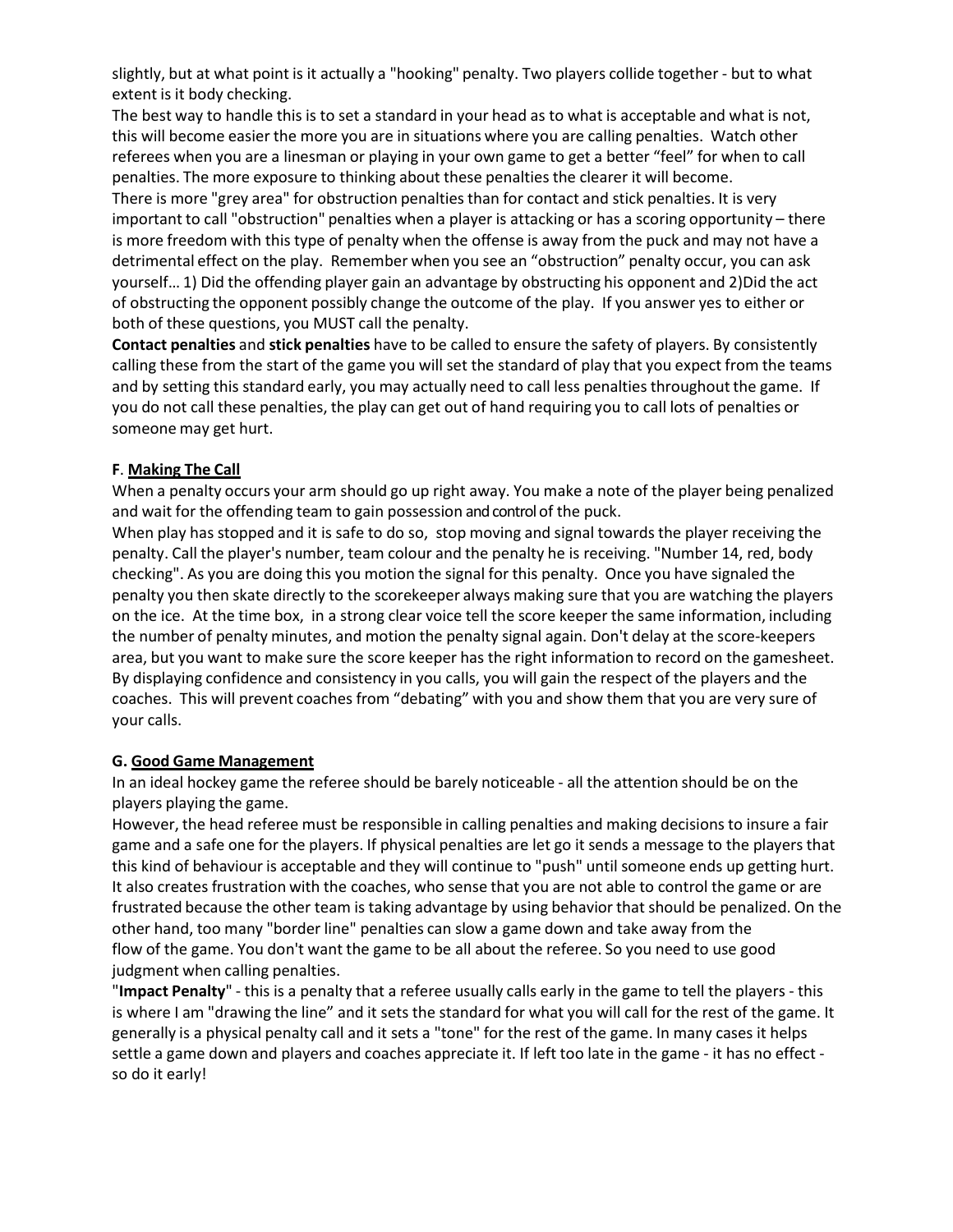slightly, but at what point is it actually a "hooking" penalty. Two players collide together - but to what extent is it body checking.

The best way to handle this is to set a standard in your head as to what is acceptable and what is not, this will become easier the more you are in situations where you are calling penalties. Watch other referees when you are a linesman or playing in your own game to get a better "feel" for when to call penalties. The more exposure to thinking about these penalties the clearer it will become.

There is more "grey area" for obstruction penalties than for contact and stick penalties. It is very important to call "obstruction" penalties when a player is attacking or has a scoring opportunity – there is more freedom with this type of penalty when the offense is away from the puck and may not have a detrimental effect on the play. Remember when you see an "obstruction" penalty occur, you can ask yourself… 1) Did the offending player gain an advantage by obstructing his opponent and 2)Did the act of obstructing the opponent possibly change the outcome of the play. If you answer yes to either or both of these questions, you MUST call the penalty.

**Contact penalties** and **stick penalties** have to be called to ensure the safety of players. By consistently calling these from the start of the game you will set the standard of play that you expect from the teams and by setting this standard early, you may actually need to call less penalties throughout the game. If you do not call these penalties, the play can get out of hand requiring you to call lots of penalties or someone may get hurt.

## F. Making The Call

When a penalty occurs your arm should go up right away. You make a note of the player being penalized and wait for the offending team to gain possession and control of the puck.

When play has stopped and it is safe to do so, stop moving and signal towards the player receiving the penalty. Call the player's number, team colour and the penalty he is receiving. "Number 14, red, body checking". As you are doing this you motion the signal for this penalty. Once you have signaled the penalty you then skate directly to the scorekeeper always making sure that you are watching the players on the ice. At the time box, in a strong clear voice tell the score keeper the same information, including the number of penalty minutes, and motion the penalty signal again. Don't delay at the score-keepers area, but you want to make sure the score keeper has the right information to record on the gamesheet. By displaying confidence and consistency in you calls, you will gain the respect of the players and the coaches. This will prevent coaches from "debating" with you and show them that you are very sure of your calls.

## G. Good Game Management

In an ideal hockey game the referee should be barely noticeable - all the attention should be on the players playing the game.

However, the head referee must be responsible in calling penalties and making decisions to insure a fair game and a safe one for the players. If physical penalties are let go it sends a message to the players that this kind of behaviour is acceptable and they will continue to "push" until someone ends up getting hurt. It also creates frustration with the coaches, who sense that you are not able to control the game or are frustrated because the other team is taking advantage by using behavior that should be penalized. On the other hand, too many "border line" penalties can slow a game down and take away from the flow of the game. You don't want the game to be all about the referee. So you need to use good judgment when calling penalties.

"**Impact Penalty**" - this is a penalty that a referee usually calls early in the game to tell the players - this is where I am "drawing the line" and it sets the standard for what you will call for the rest of the game. It generally is a physical penalty call and it sets a "tone" for the rest of the game. In many cases it helps settle a game down and players and coaches appreciate it. If left too late in the game - it has no effect - so do it early!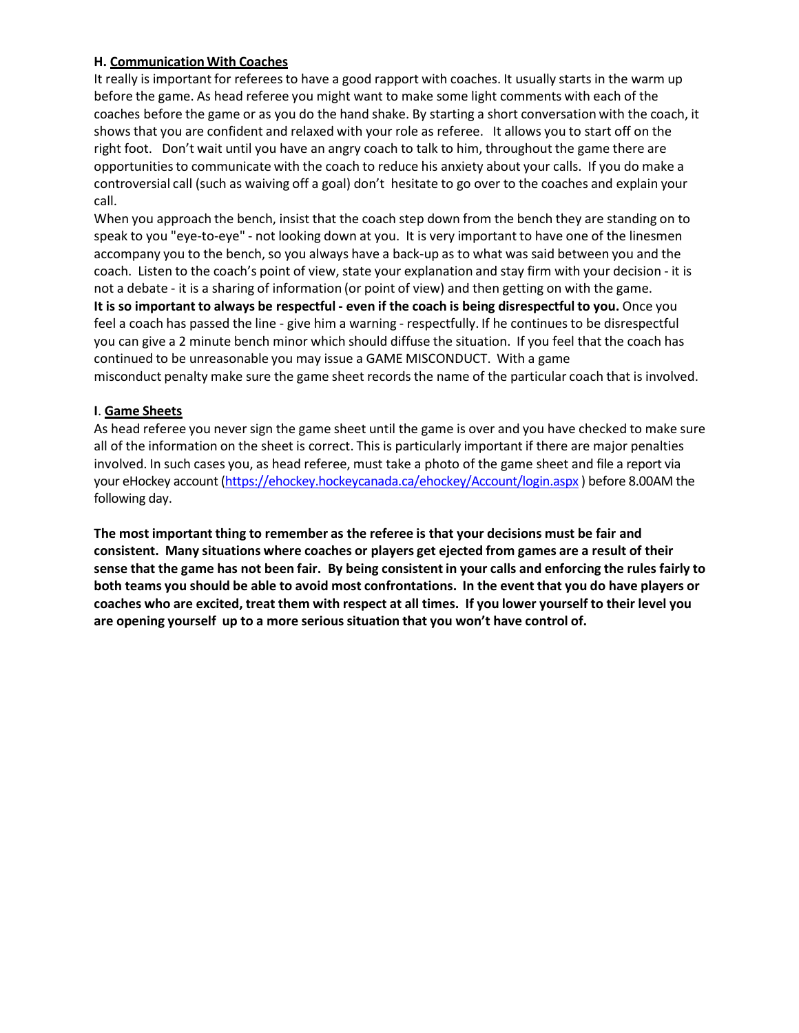### H. Communication With Coaches

It really is important for referees to have a good rapport with coaches. It usually starts in the warm up before the game. As head referee you might want to make some light comments with each of the coaches before the game or as you do the hand shake. By starting a short conversation with the coach, it shows that you are confident and relaxed with your role as referee. It allows you to start off on the right foot. Don't wait until you have an angry coach to talk to him, throughout the game there are opportunities to communicate with the coach to reduce his anxiety about your calls. If you do make a controversial call (such as waiving off a goal) don't hesitate to go over to the coaches and explain your call.

When you approach the bench, insist that the coach step down from the bench they are standing on to speak to you "eye-to-eye" - not looking down at you. It is very important to have one of the linesmen accompany you to the bench, so you always have a back-up as to what was said between you and the coach. Listen to the coach's point of view, state your explanation and stay firm with your decision - it is not a debate - it is a sharing of information (or point of view) and then getting on with the game.

**It is so important to always be respectful - even if the coach is being disrespectful to you.** Once you feel a coach has passed the line - give him a warning - respectfully. If he continues to be disrespectful you can give a 2 minute bench minor which should diffuse the situation. If you feel that the coach has continued to be unreasonable you may issue a GAME MISCONDUCT. With a game misconduct penalty make sure the game sheet records the name of the particular coach that is involved.

### I. Game Sheets

As head referee you never sign the game sheet until the game is over and you have checked to make sure all of the information on the sheet is correct. This is particularly important if there are major penalties involved. In such cases you, as head referee, must take a photo of the game sheet and file a report via your eHockey account (https://ehockey.hockeycanada.ca/ehockey/Account/login.aspx ) before 8.00AM the following day.

**The most important thing to remember as the referee is that your decisions must be fair and consistent. Many situations where coaches or players get ejected from games are a result of their sense that the game has not been fair. By being consistent in your calls and enforcing the rules fairly to both teams you should be able to avoid most confrontations. In the event that you do have players or coaches who are excited, treat them with respect at all times. If you lower yourself to their level you are opening yourself up to a more serious situation that you won't have control of.**